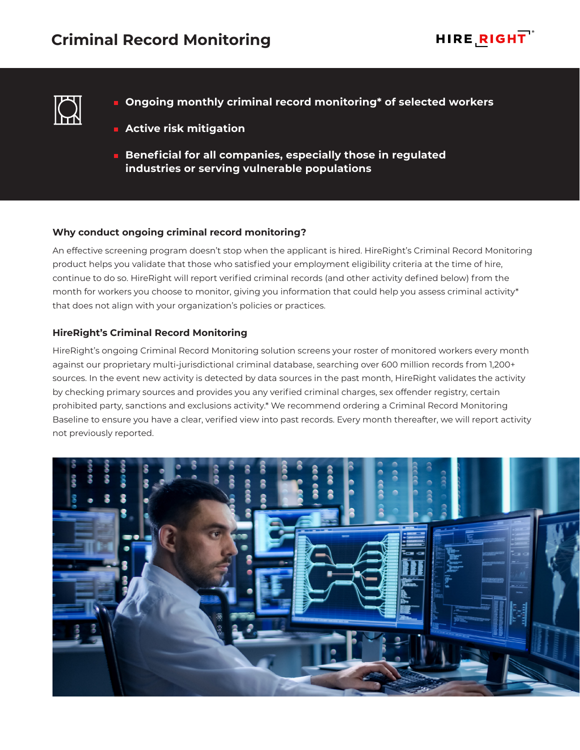# Criminal Record Monitoring

HIRERIGHT

- **Ongoing monthly criminal record monitoring* of selected workers**
- **Active risk mitigation**
- **Beneficial for all companies, especially those in regulated industries or serving vulnerable populations**

### Why conduct ongoing criminal record monitoring?

An effective screening program doesn't stop when the applicant is hired. HireRight's Criminal Record Monitoring product helps you validate that those who satisfied your employment eligibility criteria at the time of hire, continue to do so. HireRight will report verified criminal records (and other activity defined below) from the month for workers you choose to monitor, giving you information that could help you assess criminal activity* that does not align with your organization's policies or practices.

### HireRight's Criminal Record Monitoring

HireRight's ongoing Criminal Record Monitoring solution screens your roster of monitored workers every month against our proprietary multi-jurisdictional criminal database, searching over 600 million records from 1,200+ sources. In the event new activity is detected by data sources in the past month, HireRight validates the activity by checking primary sources and provides you any verified criminal charges, sex offender registry, certain prohibited party, sanctions and exclusions activity.* We recommend ordering a Criminal Record Monitoring Baseline to ensure you have a clear, verified view into past records. Every month thereafter, we will report activity not previously reported.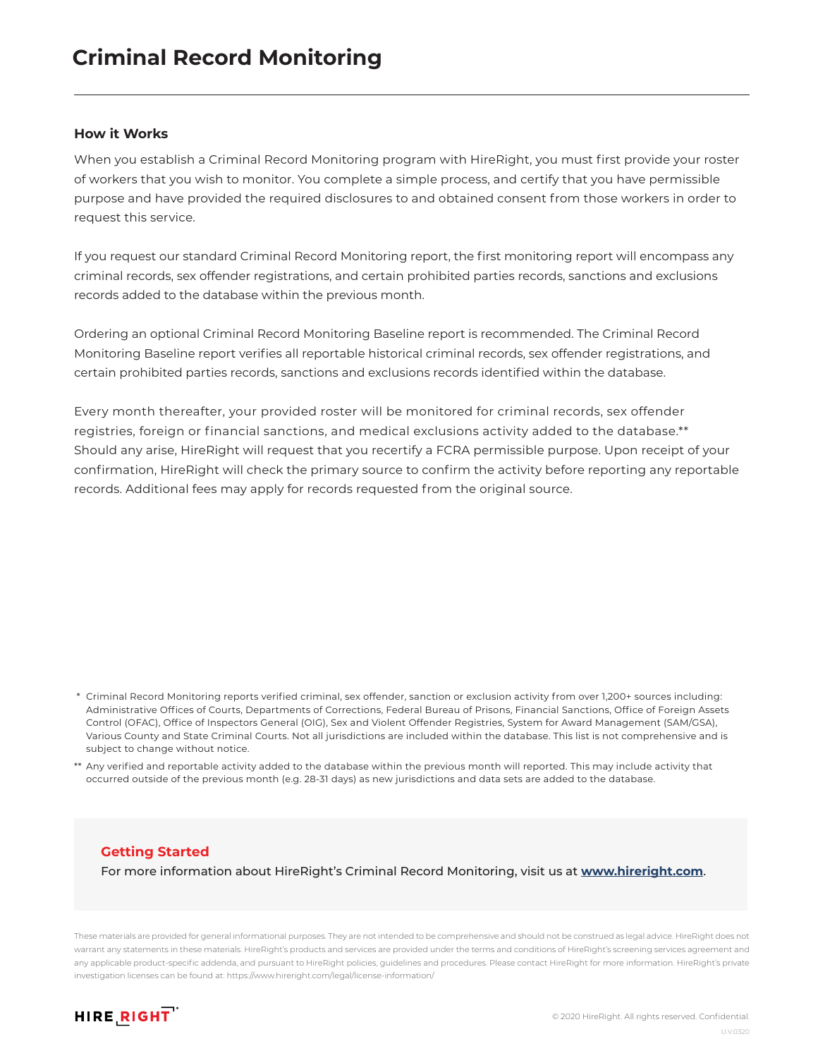# Criminal Record Monitoring

### How it Works

When you establish a Criminal Record Monitoring program with HireRight, you must first provide your roster of workers that you wish to monitor. You complete a simple process, and certify that you have permissible purpose and have provided the required disclosures to and obtained consent from those workers in order to request this service.

If you request our standard Criminal Record Monitoring report, the first monitoring report will encompass any criminal records, sex offender registrations, and certain prohibited parties records, sanctions and exclusions records added to the database within the previous month.

Ordering an optional Criminal Record Monitoring Baseline report is recommended. The Criminal Record Monitoring Baseline report verifies all reportable historical criminal records, sex offender registrations, and certain prohibited parties records, sanctions and exclusions records identified within the database.

Every month thereafter, your provided roster will be monitored for criminal records, sex offender registries, foreign or financial sanctions, and medical exclusions activity added to the database.** Should any arise, HireRight will request that you recertify a FCRA permissible purpose. Upon receipt of your confirmation, HireRight will check the primary source to confirm the activity before reporting any reportable records. Additional fees may apply for records requested from the original source.

\* Criminal Record Monitoring reports verified criminal, sex offender, sanction or exclusion activity from over 1,200+ sources including: Administrative Offices of Courts, Departments of Corrections, Federal Bureau of Prisons, Financial Sanctions, Office of Foreign Assets Control (OFAC), Office of Inspectors General (OIG), Sex and Violent Offender Registries, System for Award Management (SAM/GSA), Various County and State Criminal Courts. Not all jurisdictions are included within the database. This list is not comprehensive and is subject to change without notice.

** Any verified and reportable activity added to the database within the previous month will reported. This may include activity that occurred outside of the previous month (e.g. 28-31 days) as new jurisdictions and data sets are added to the database.

**Getting Started**

For more information about HireRight's Criminal Record Monitoring, visit us at **www.hireright.com**.

These materials are provided for general informational purposes. They are not intended to be comprehensive and should not be construed as legal advice. HireRight does not warrant any statements in these materials. HireRight's products and services are provided under the terms and conditions of HireRight's screening services agreement and any applicable product-specific addenda, and pursuant to HireRight policies, guidelines and procedures. Please contact HireRight for more information. HireRight's private investigation licenses can be found at: https://www.hireright.com/legal/license-information/

HIRERIGHT

© 2020 HireRight. All rights reserved. Confidential.

U.V.0320